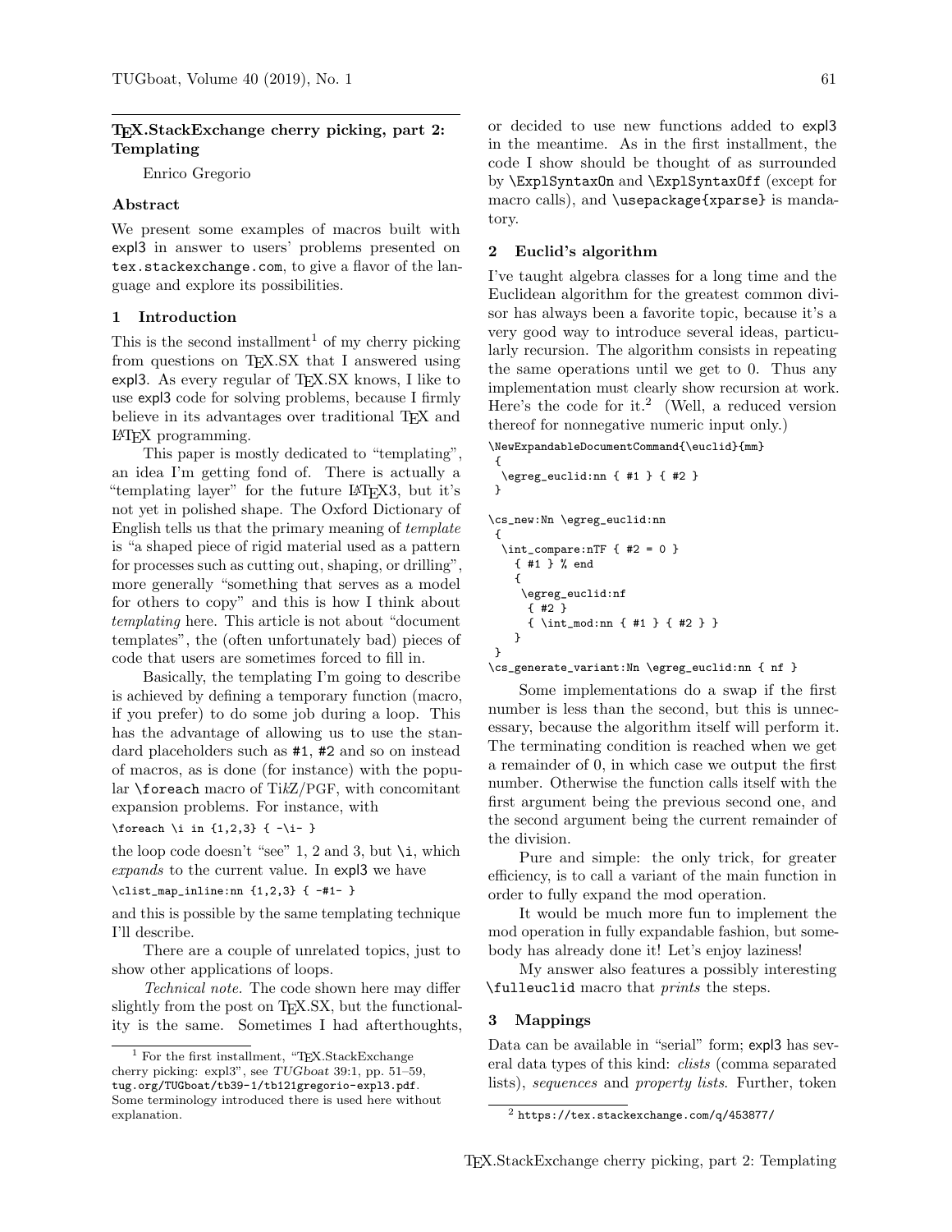## TeX.StackExchange cherry picking, part 2: Templating

Enrico Gregorio

### Abstract

We present some examples of macros built with expl3 in answer to users' problems presented on `tex.stackexchange.com`, to give a flavor of the language and explore its possibilities.

### 1 Introduction

This is the second installment[1] of my cherry picking from questions on TeX.SX that I answered using expl3. As every regular of TeX.SX knows, I like to use expl3 code for solving problems, because I firmly believe in its advantages over traditional TeX and LaTeX programming.

This paper is mostly dedicated to "templating", an idea I'm getting fond of. There is actually a "templating layer" for the future LaTeX3, but it's not yet in polished shape. The Oxford Dictionary of English tells us that the primary meaning of *template* is "a shaped piece of rigid material used as a pattern for processes such as cutting out, shaping, or drilling", more generally "something that serves as a model for others to copy" and this is how I think about *templating* here. This article is not about "document templates", the (often unfortunately bad) pieces of code that users are sometimes forced to fill in.

Basically, the templating I'm going to describe is achieved by defining a temporary function (macro, if you prefer) to do some job during a loop. This has the advantage of allowing us to use the standard placeholders such as `#1`, `#2` and so on instead of macros, as is done (for instance) with the popular `\foreach` macro of TikZ/PGF, with concomitant expansion problems. For instance, with

```
\foreach \i in {1,2,3} { -\i- }
```

the loop code doesn't "see" 1, 2 and 3, but `\i`, which *expands* to the current value. In expl3 we have

```
\clist_map_inline:nn {1,2,3} { -#1- }
```

and this is possible by the same templating technique I'll describe.

There are a couple of unrelated topics, just to show other applications of loops.

*Technical note.* The code shown here may differ slightly from the post on TeX.SX, but the functionality is the same. Sometimes I had afterthoughts, or decided to use new functions added to expl3 in the meantime. As in the first installment, the code I show should be thought of as surrounded by `\ExplSyntaxOn` and `\ExplSyntaxOff` (except for macro calls), and `\usepackage{xparse}` is mandatory.

[1] For the first installment, "TeX.StackExchange cherry picking: expl3", see *TUGboat* 39:1, pp. 51–59, `tug.org/TUGboat/tb39-1/tb121gregorio-expl3.pdf`. Some terminology introduced there is used here without explanation.

### 2 Euclid's algorithm

I've taught algebra classes for a long time and the Euclidean algorithm for the greatest common divisor has always been a favorite topic, because it's a very good way to introduce several ideas, particularly recursion. The algorithm consists in repeating the same operations until we get to 0. Thus any implementation must clearly show recursion at work. Here's the code for it.[2] (Well, a reduced version thereof for nonnegative numeric input only.)

```
\NewExpandableDocumentCommand{\euclid}{mm}
 {
  \egreg_euclid:nn { #1 } { #2 }
 }

\cs_new:Nn \egreg_euclid:nn
 {
  \int_compare:nTF { #2 = 0 }
    { #1 } % end
    {
     \egreg_euclid:nf
      { #2 }
      { \int_mod:nn { #1 } { #2 } }
    }
 }
\cs_generate_variant:Nn \egreg_euclid:nn { nf }
```

Some implementations do a swap if the first number is less than the second, but this is unnecessary, because the algorithm itself will perform it. The terminating condition is reached when we get a remainder of 0, in which case we output the first number. Otherwise the function calls itself with the first argument being the previous second one, and the second argument being the current remainder of the division.

Pure and simple: the only trick, for greater efficiency, is to call a variant of the main function in order to fully expand the mod operation.

It would be much more fun to implement the mod operation in fully expandable fashion, but somebody has already done it! Let's enjoy laziness!

My answer also features a possibly interesting `\fulleuclid` macro that *prints* the steps.

[2] `https://tex.stackexchange.com/q/453877/`

### 3 Mappings

Data can be available in "serial" form; expl3 has several data types of this kind: *clists* (comma separated lists), *sequences* and *property lists*. Further, token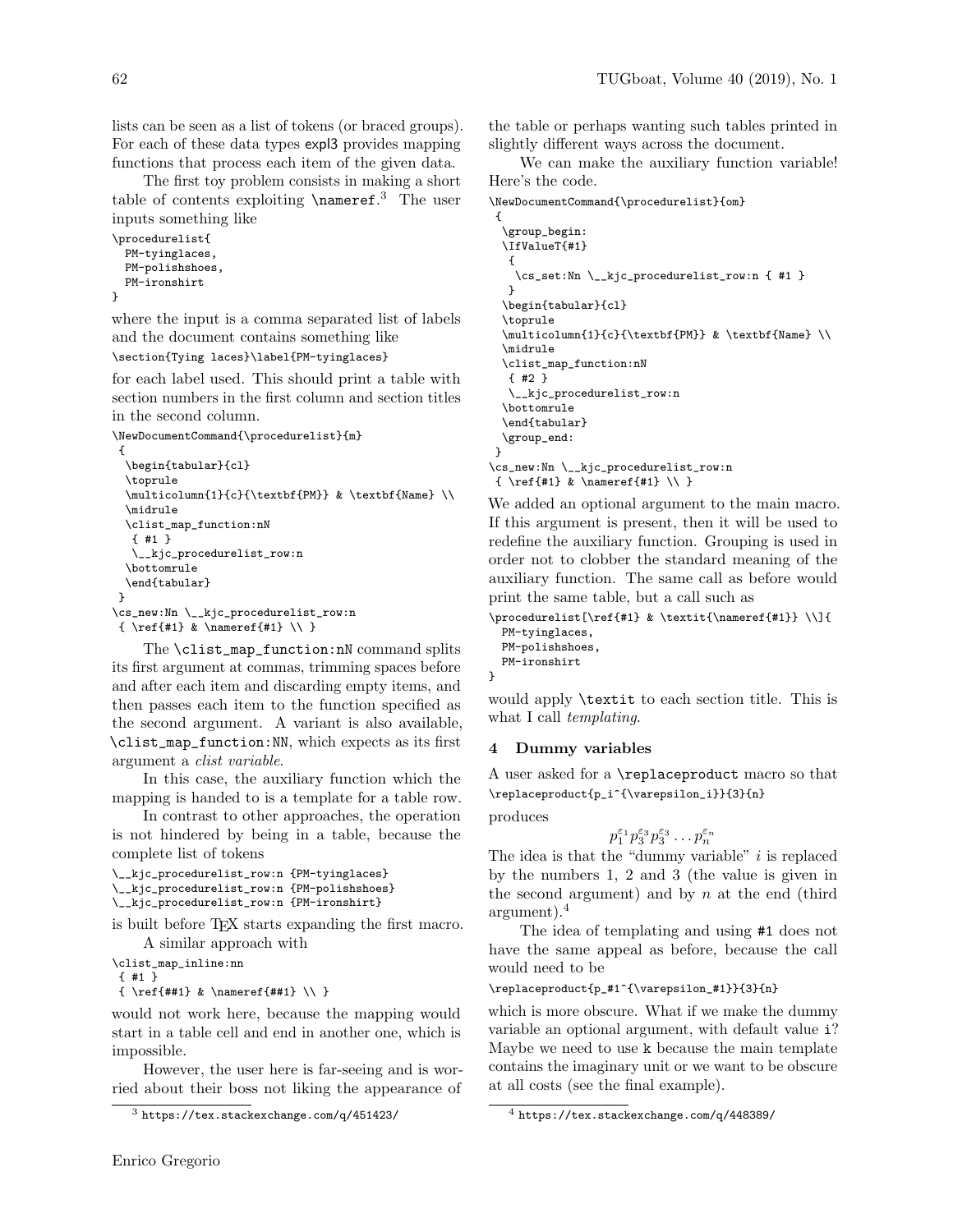lists can be seen as a list of tokens (or braced groups). For each of these data types expl3 provides mapping functions that process each item of the given data.

The first toy problem consists in making a short table of contents exploiting `\nameref`.[3] The user inputs something like

```
\procedurelist{
  PM-tyinglaces,
  PM-polishshoes,
  PM-ironshirt
}
```

where the input is a comma separated list of labels and the document contains something like

```
\section{Tying laces}\label{PM-tyinglaces}
```

for each label used. This should print a table with section numbers in the first column and section titles in the second column.

```
\NewDocumentCommand{\procedurelist}{m}
 {
  \begin{tabular}{cl}
  \toprule
  \multicolumn{1}{c}{\textbf{PM}} & \textbf{Name} \\
  \midrule
  \clist_map_function:nN
   { #1 }
   \__kjc_procedurelist_row:n
  \bottomrule
  \end{tabular}
 }
\cs_new:Nn \__kjc_procedurelist_row:n
 { \ref{#1} & \nameref{#1} \\ }
```

The `\clist_map_function:nN` command splits its first argument at commas, trimming spaces before and after each item and discarding empty items, and then passes each item to the function specified as the second argument. A variant is also available, `\clist_map_function:NN`, which expects as its first argument a *clist variable*.

In this case, the auxiliary function which the mapping is handed to is a template for a table row.

In contrast to other approaches, the operation is not hindered by being in a table, because the complete list of tokens

```
\__kjc_procedurelist_row:n {PM-tyinglaces}
\__kjc_procedurelist_row:n {PM-polishshoes}
\__kjc_procedurelist_row:n {PM-ironshirt}
```

is built before TeX starts expanding the first macro.

A similar approach with

```
\clist_map_inline:nn
 { #1 }
 { \ref{##1} & \nameref{##1} \\ }
```

would not work here, because the mapping would start in a table cell and end in another one, which is impossible.

However, the user here is far-seeing and is worried about their boss not liking the appearance of the table or perhaps wanting such tables printed in slightly different ways across the document.

We can make the auxiliary function variable! Here's the code.

```
\NewDocumentCommand{\procedurelist}{om}
 {
  \group_begin:
  \IfValueT{#1}
   {
    \cs_set:Nn \__kjc_procedurelist_row:n { #1 }
   }
  \begin{tabular}{cl}
  \toprule
  \multicolumn{1}{c}{\textbf{PM}} & \textbf{Name} \\
  \midrule
  \clist_map_function:nN
   { #2 }
   \__kjc_procedurelist_row:n
  \bottomrule
  \end{tabular}
  \group_end:
 }
\cs_new:Nn \__kjc_procedurelist_row:n
 { \ref{#1} & \nameref{#1} \\ }
```

We added an optional argument to the main macro. If this argument is present, then it will be used to redefine the auxiliary function. Grouping is used in order not to clobber the standard meaning of the auxiliary function. The same call as before would print the same table, but a call such as

```
\procedurelist[\ref{#1} & \textit{\nameref{#1}} \\]{
  PM-tyinglaces,
  PM-polishshoes,
  PM-ironshirt
}
```

would apply `\textit` to each section title. This is what I call *templating*.

## 4 Dummy variables

A user asked for a `\replaceproduct` macro so that

```
\replaceproduct{p_i^{\varepsilon_i}}{3}{n}
```

produces

$$p_1^{\varepsilon_1} p_3^{\varepsilon_3} p_3^{\varepsilon_3} \dots p_n^{\varepsilon_n}$$

The idea is that the "dummy variable" $i$ is replaced by the numbers 1, 2 and 3 (the value is given in the second argument) and by $n$ at the end (third argument).[4]

The idea of templating and using `#1` does not have the same appeal as before, because the call would need to be

```
\replaceproduct{p_#1^{\varepsilon_#1}}{3}{n}
```

which is more obscure. What if we make the dummy variable an optional argument, with default value `i`? Maybe we need to use `k` because the main template contains the imaginary unit or we want to be obscure at all costs (see the final example).

[3] https://tex.stackexchange.com/q/451423/

[4] https://tex.stackexchange.com/q/448389/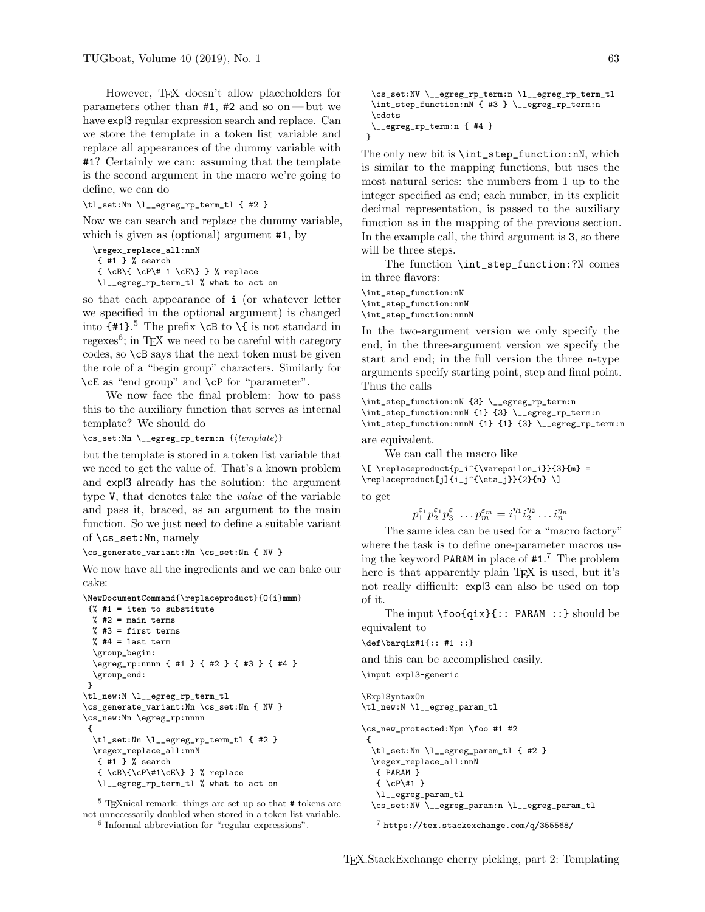However, TEX doesn't allow placeholders for parameters other than `#1`, `#2` and so on — but we have expl3 regular expression search and replace. Can we store the template in a token list variable and replace all appearances of the dummy variable with `#1`? Certainly we can: assuming that the template is the second argument in the macro we're going to define, we can do

```
\tl_set:Nn \l__egreg_rp_term_tl { #2 }
```

Now we can search and replace the dummy variable, which is given as (optional) argument `#1`, by

```
\regex_replace_all:nnN
  { #1 } % search
  { \cB\{ \cP\# 1 \cE\} } % replace
  \l__egreg_rp_term_tl % what to act on
```

so that each appearance of `i` (or whatever letter we specified in the optional argument) is changed into `{#1}`.[5] The prefix `\cB` to `\{` is not standard in regexes[6]; in TEX we need to be careful with category codes, so `\cB` says that the next token must be given the role of a "begin group" characters. Similarly for `\cE` as "end group" and `\cP` for "parameter".

We now face the final problem: how to pass this to the auxiliary function that serves as internal template? We should do

```
\cs_set:Nn \__egreg_rp_term:n {⟨template⟩}
```

but the template is stored in a token list variable that we need to get the value of. That's a known problem and expl3 already has the solution: the argument type `V`, that denotes take the *value* of the variable and pass it, braced, as an argument to the main function. So we just need to define a suitable variant of `\cs_set:Nn`, namely

```
\cs_generate_variant:Nn \cs_set:Nn { NV }
```

We now have all the ingredients and we can bake our cake:

```
\NewDocumentCommand{\replaceproduct}{O{i}mmm}
 {% #1 = item to substitute
  % #2 = main terms
  % #3 = first terms
  % #4 = last term
  \group_begin:
  \egreg_rp:nnnn { #1 } { #2 } { #3 } { #4 }
  \group_end:
 }
\tl_new:N \l__egreg_rp_term_tl
\cs_generate_variant:Nn \cs_set:Nn { NV }
\cs_new:Nn \egreg_rp:nnnn
 {
  \tl_set:Nn \l__egreg_rp_term_tl { #2 }
  \regex_replace_all:nnN
   { #1 } % search
   { \cB\{\cP\#1\cE\} } % replace
   \l__egreg_rp_term_tl % what to act on
  \cs_set:NV \__egreg_rp_term:n \l__egreg_rp_term_tl
  \int_step_function:nN { #3 } \__egreg_rp_term:n
  \cdots
  \__egreg_rp_term:n { #4 }
 }
```

The only new bit is `\int_step_function:nN`, which is similar to the mapping functions, but uses the most natural series: the numbers from 1 up to the integer specified as end; each number, in its explicit decimal representation, is passed to the auxiliary function as in the mapping of the previous section. In the example call, the third argument is `3`, so there will be three steps.

The function `\int_step_function:?N` comes in three flavors:

```
\int_step_function:nN
\int_step_function:nnN
\int_step_function:nnnN
```

In the two-argument version we only specify the end, in the three-argument version we specify the start and end; in the full version the three `n`-type arguments specify starting point, step and final point. Thus the calls

```
\int_step_function:nN {3} \__egreg_rp_term:n
\int_step_function:nnN {1} {3} \__egreg_rp_term:n
\int_step_function:nnnN {1} {1} {3} \__egreg_rp_term:n
```

are equivalent.

We can call the macro like

```
\[ \replaceproduct{p_i^{\varepsilon_i}}{3}{m} =
\replaceproduct[j]{i_j^{\eta_j}}{2}{n} \]
```

to get

$$p_1^{\varepsilon_1} p_2^{\varepsilon_1} p_3^{\varepsilon_1} \dots p_m^{\varepsilon_m} = i_1^{\eta_1} i_2^{\eta_2} \dots i_n^{\eta_n}$$

The same idea can be used for a "macro factory" where the task is to define one-parameter macros using the keyword `PARAM` in place of `#1`.[7] The problem here is that apparently plain TEX is used, but it's not really difficult: expl3 can also be used on top of it.

The input `\foo{qix}{:: PARAM ::}` should be equivalent to

```
\def\barqix#1{:: #1 ::}
```

and this can be accomplished easily.

```
\input expl3-generic

\ExplSyntaxOn
\tl_new:N \l__egreg_param_tl

\cs_new_protected:Npn \foo #1 #2
 {
  \tl_set:Nn \l__egreg_param_tl { #2 }
  \regex_replace_all:nnN
   { PARAM }
   { \cP\#1 }
   \l__egreg_param_tl
  \cs_set:NV \__egreg_param:n \l__egreg_param_tl
```

[5] TEXnical remark: things are set up so that `#` tokens are not unnecessarily doubled when stored in a token list variable.

[6] Informal abbreviation for "regular expressions".

[7] https://tex.stackexchange.com/q/355568/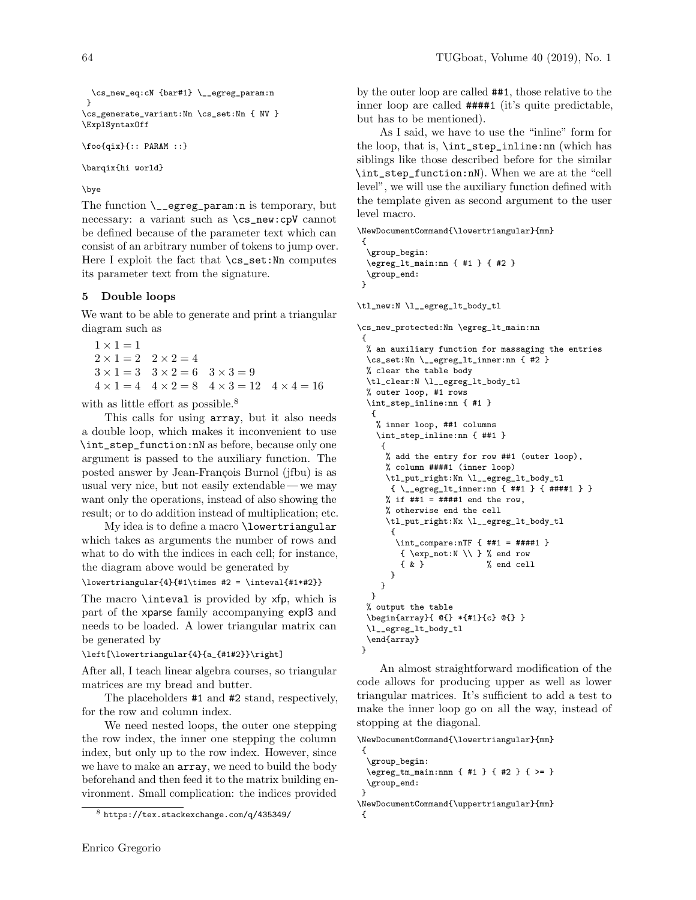```
  \cs_new_eq:cN {bar#1} \__egreg_param:n
 }
\cs_generate_variant:Nn \cs_set:Nn { NV }
\ExplSyntaxOff

\foo{qix}{:: PARAM ::}

\barqix{hi world}

\bye
```

The function `\__egreg_param:n` is temporary, but necessary: a variant such as `\cs_new:cpV` cannot be defined because of the parameter text which can consist of an arbitrary number of tokens to jump over. Here I exploit the fact that `\cs_set:Nn` computes its parameter text from the signature.

## 5 Double loops

We want to be able to generate and print a triangular diagram such as

$$\begin{array}{llll}
1\times 1 = 1 \\
2\times 1 = 2 & 2\times 2 = 4 \\
3\times 1 = 3 & 3\times 2 = 6 & 3\times 3 = 9 \\
4\times 1 = 4 & 4\times 2 = 8 & 4\times 3 = 12 & 4\times 4 = 16
\end{array}$$

with as little effort as possible.[8]

This calls for using `array`, but it also needs a double loop, which makes it inconvenient to use `\int_step_function:nN` as before, because only one argument is passed to the auxiliary function. The posted answer by Jean-François Burnol (jfbu) is as usual very nice, but not easily extendable — we may want only the operations, instead of also showing the result; or to do addition instead of multiplication; etc.

My idea is to define a macro `\lowertriangular` which takes as arguments the number of rows and what to do with the indices in each cell; for instance, the diagram above would be generated by

```
\lowertriangular{4}{#1\times #2 = \inteval{#1*#2}}
```

The macro `\inteval` is provided by xfp, which is part of the xparse family accompanying expl3 and needs to be loaded. A lower triangular matrix can be generated by

```
\left[\lowertriangular{4}{a_{#1#2}}\right]
```

After all, I teach linear algebra courses, so triangular matrices are my bread and butter.

The placeholders `#1` and `#2` stand, respectively, for the row and column index.

We need nested loops, the outer one stepping the row index, the inner one stepping the column index, but only up to the row index. However, since we have to make an `array`, we need to build the body beforehand and then feed it to the matrix building environment. Small complication: the indices provided by the outer loop are called `##1`, those relative to the inner loop are called `####1` (it's quite predictable, but has to be mentioned).

As I said, we have to use the "inline" form for the loop, that is, `\int_step_inline:nn` (which has siblings like those described before for the similar `\int_step_function:nN`). When we are at the "cell level", we will use the auxiliary function defined with the template given as second argument to the user level macro.

```
\NewDocumentCommand{\lowertriangular}{mm}
 {
  \group_begin:
  \egreg_lt_main:nn { #1 } { #2 }
  \group_end:
 }

\tl_new:N \l__egreg_lt_body_tl

\cs_new_protected:Nn \egreg_lt_main:nn
 {
  % an auxiliary function for massaging the entries
  \cs_set:Nn \__egreg_lt_inner:nn { #2 }
  % clear the table body
  \tl_clear:N \l__egreg_lt_body_tl
  % outer loop, #1 rows
  \int_step_inline:nn { #1 }
   {
    % inner loop, ##1 columns
    \int_step_inline:nn { ##1 }
     {
      % add the entry for row ##1 (outer loop),
      % column ####1 (inner loop)
      \tl_put_right:Nn \l__egreg_lt_body_tl
       { \__egreg_lt_inner:nn { ##1 } { ####1 } }
      % if ##1 = ####1 end the row,
      % otherwise end the cell
      \tl_put_right:Nx \l__egreg_lt_body_tl
       {
        \int_compare:nTF { ##1 = ####1 }
         { \exp_not:N \\ } % end row
         { & }             % end cell
       }
     }
   }
  % output the table
  \begin{array}{ @{} *{#1}{c} @{} }
  \l__egreg_lt_body_tl
  \end{array}
 }
```

An almost straightforward modification of the code allows for producing upper as well as lower triangular matrices. It's sufficient to add a test to make the inner loop go on all the way, instead of stopping at the diagonal.

```
\NewDocumentCommand{\lowertriangular}{mm}
 {
  \group_begin:
  \egreg_tm_main:nnn { #1 } { #2 } { >= }
  \group_end:
 }
\NewDocumentCommand{\uppertriangular}{mm}
 {
```

[8] https://tex.stackexchange.com/q/435349/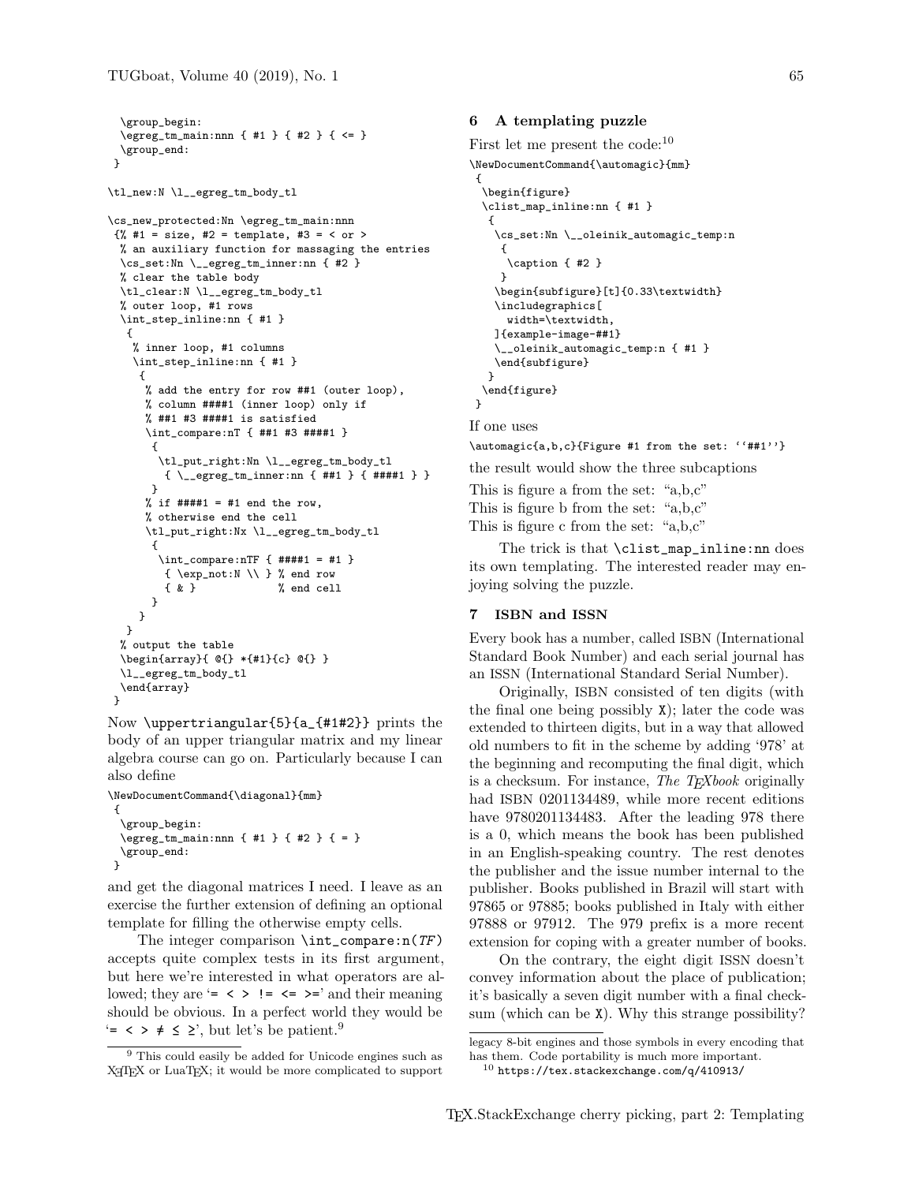```
  \group_begin:
  \egreg_tm_main:nnn { #1 } { #2 } { <= }
  \group_end:
 }

\tl_new:N \l__egreg_tm_body_tl

\cs_new_protected:Nn \egreg_tm_main:nnn
 {% #1 = size, #2 = template, #3 = < or >
  % an auxiliary function for massaging the entries
  \cs_set:Nn \__egreg_tm_inner:nn { #2 }
  % clear the table body
  \tl_clear:N \l__egreg_tm_body_tl
  % outer loop, #1 rows
  \int_step_inline:nn { #1 }
   {
    % inner loop, #1 columns
    \int_step_inline:nn { #1 }
     {
      % add the entry for row ##1 (outer loop),
      % column ####1 (inner loop) only if
      % ##1 #3 ####1 is satisfied
      \int_compare:nT { ##1 #3 ####1 }
       {
        \tl_put_right:Nn \l__egreg_tm_body_tl
         { \__egreg_tm_inner:nn { ##1 } { ####1 } }
       }
      % if ####1 = #1 end the row,
      % otherwise end the cell
      \tl_put_right:Nx \l__egreg_tm_body_tl
       {
        \int_compare:nTF { ####1 = #1 }
         { \exp_not:N \\ } % end row
         { & }             % end cell
       }
     }
   }
  % output the table
  \begin{array}{ @{} *{#1}{c} @{} }
  \l__egreg_tm_body_tl
  \end{array}
 }
```

Now `\uppertriangular{5}{a_{#1#2}}` prints the body of an upper triangular matrix and my linear algebra course can go on. Particularly because I can also define

```
\NewDocumentCommand{\diagonal}{mm}
 {
  \group_begin:
  \egreg_tm_main:nnn { #1 } { #2 } { = }
  \group_end:
 }
```

and get the diagonal matrices I need. I leave as an exercise the further extension of defining an optional template for filling the otherwise empty cells.

The integer comparison `\int_compare:n(TF)` accepts quite complex tests in its first argument, but here we're interested in what operators are allowed; they are '`= < > != <= >=`' and their meaning should be obvious. In a perfect world they would be '`= < > ≠ ≤ ≥`', but let's be patient.[9]

[9] This could easily be added for Unicode engines such as XeTeX or LuaTeX; it would be more complicated to support legacy 8-bit engines and those symbols in every encoding that has them. Code portability is much more important.

## 6 A templating puzzle

First let me present the code:[10]

```
\NewDocumentCommand{\automagic}{mm}
 {
  \begin{figure}
  \clist_map_inline:nn { #1 }
   {
    \cs_set:Nn \__oleinik_automagic_temp:n
     {
      \caption { #2 }
     }
    \begin{subfigure}[t]{0.33\textwidth}
    \includegraphics[
      width=\textwidth,
    ]{example-image-##1}
    \__oleinik_automagic_temp:n { #1 }
    \end{subfigure}
   }
  \end{figure}
 }
```

If one uses

```
\automagic{a,b,c}{Figure #1 from the set: ``##1''}
```

the result would show the three subcaptions

This is figure a from the set: "a,b,c"
This is figure b from the set: "a,b,c"
This is figure c from the set: "a,b,c"

The trick is that `\clist_map_inline:nn` does its own templating. The interested reader may enjoying solving the puzzle.

[10] https://tex.stackexchange.com/q/410913/

## 7 ISBN and ISSN

Every book has a number, called ISBN (International Standard Book Number) and each serial journal has an ISSN (International Standard Serial Number).

Originally, ISBN consisted of ten digits (with the final one being possibly X); later the code was extended to thirteen digits, but in a way that allowed old numbers to fit in the scheme by adding '978' at the beginning and recomputing the final digit, which is a checksum. For instance, *The TeXbook* originally had ISBN 0201134489, while more recent editions have 9780201134483. After the leading 978 there is a 0, which means the book has been published in an English-speaking country. The rest denotes the publisher and the issue number internal to the publisher. Books published in Brazil will start with 97865 or 97885; books published in Italy with either 97888 or 97912. The 979 prefix is a more recent extension for coping with a greater number of books.

On the contrary, the eight digit ISSN doesn't convey information about the place of publication; it's basically a seven digit number with a final checksum (which can be X). Why this strange possibility?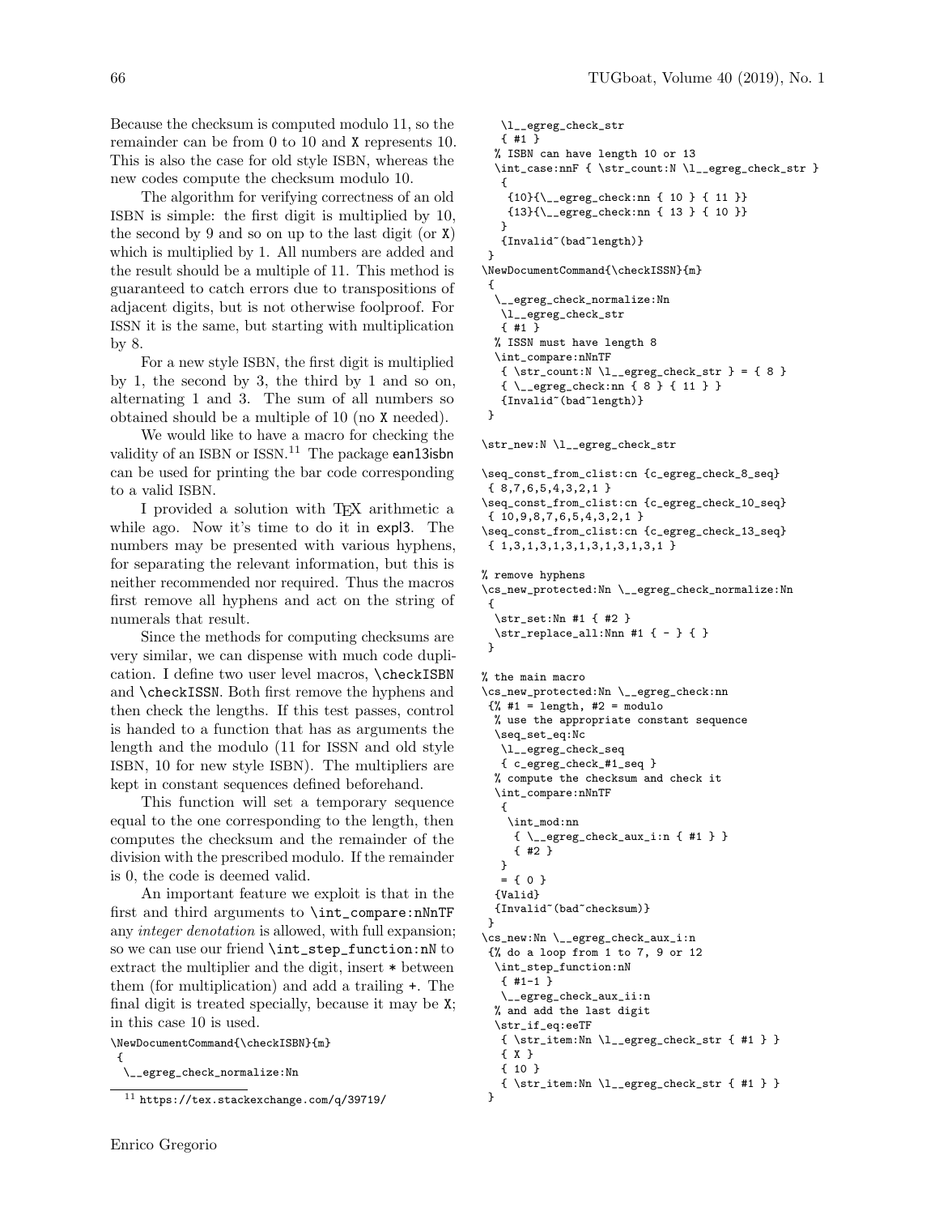Because the checksum is computed modulo 11, so the remainder can be from 0 to 10 and X represents 10. This is also the case for old style ISBN, whereas the new codes compute the checksum modulo 10.

The algorithm for verifying correctness of an old ISBN is simple: the first digit is multiplied by 10, the second by 9 and so on up to the last digit (or X) which is multiplied by 1. All numbers are added and the result should be a multiple of 11. This method is guaranteed to catch errors due to transpositions of adjacent digits, but is not otherwise foolproof. For ISSN it is the same, but starting with multiplication by 8.

For a new style ISBN, the first digit is multiplied by 1, the second by 3, the third by 1 and so on, alternating 1 and 3. The sum of all numbers so obtained should be a multiple of 10 (no X needed).

We would like to have a macro for checking the validity of an ISBN or ISSN.[11] The package ean13isbn can be used for printing the bar code corresponding to a valid ISBN.

I provided a solution with TeX arithmetic a while ago. Now it's time to do it in expl3. The numbers may be presented with various hyphens, for separating the relevant information, but this is neither recommended nor required. Thus the macros first remove all hyphens and act on the string of numerals that result.

Since the methods for computing checksums are very similar, we can dispense with much code duplication. I define two user level macros, `\checkISBN` and `\checkISSN`. Both first remove the hyphens and then check the lengths. If this test passes, control is handed to a function that has as arguments the length and the modulo (11 for ISSN and old style ISBN, 10 for new style ISBN). The multipliers are kept in constant sequences defined beforehand.

This function will set a temporary sequence equal to the one corresponding to the length, then computes the checksum and the remainder of the division with the prescribed modulo. If the remainder is 0, the code is deemed valid.

An important feature we exploit is that in the first and third arguments to `\int_compare:nNnTF` any *integer denotation* is allowed, with full expansion; so we can use our friend `\int_step_function:nN` to extract the multiplier and the digit, insert * between them (for multiplication) and add a trailing +. The final digit is treated specially, because it may be X; in this case 10 is used.

```
\NewDocumentCommand{\checkISBN}{m}
 {
  \__egreg_check_normalize:Nn
   \l__egreg_check_str
   { #1 }
  % ISBN can have length 10 or 13
  \int_case:nnF { \str_count:N \l__egreg_check_str }
   {
    {10}{\__egreg_check:nn { 10 } { 11 }}
    {13}{\__egreg_check:nn { 13 } { 10 }}
   }
   {Invalid~(bad~length)}
 }
\NewDocumentCommand{\checkISSN}{m}
 {
  \__egreg_check_normalize:Nn
   \l__egreg_check_str
   { #1 }
  % ISSN must have length 8
  \int_compare:nNnTF
   { \str_count:N \l__egreg_check_str } = { 8 }
   { \__egreg_check:nn { 8 } { 11 } }
   {Invalid~(bad~length)}
 }

\str_new:N \l__egreg_check_str

\seq_const_from_clist:cn {c_egreg_check_8_seq}
 { 8,7,6,5,4,3,2,1 }
\seq_const_from_clist:cn {c_egreg_check_10_seq}
 { 10,9,8,7,6,5,4,3,2,1 }
\seq_const_from_clist:cn {c_egreg_check_13_seq}
 { 1,3,1,3,1,3,1,3,1,3,1,3,1 }

% remove hyphens
\cs_new_protected:Nn \__egreg_check_normalize:Nn
 {
  \str_set:Nn #1 { #2 }
  \str_replace_all:Nnn #1 { - } { }
 }

% the main macro
\cs_new_protected:Nn \__egreg_check:nn
 {% #1 = length, #2 = modulo
  % use the appropriate constant sequence
  \seq_set_eq:Nc
   \l__egreg_check_seq
   { c_egreg_check_#1_seq }
  % compute the checksum and check it
  \int_compare:nNnTF
   {
    \int_mod:nn
     { \__egreg_check_aux_i:n { #1 } }
     { #2 }
   }
   = { 0 }
  {Valid}
  {Invalid~(bad~checksum)}
 }
\cs_new:Nn \__egreg_check_aux_i:n
 {% do a loop from 1 to 7, 9 or 12
  \int_step_function:nN
   { #1-1 }
   \__egreg_check_aux_ii:n
  % and add the last digit
  \str_if_eq:eeTF
   { \str_item:Nn \l__egreg_check_str { #1 } }
   { X }
   { 10 }
   { \str_item:Nn \l__egreg_check_str { #1 } }
 }
```

[11] https://tex.stackexchange.com/q/39719/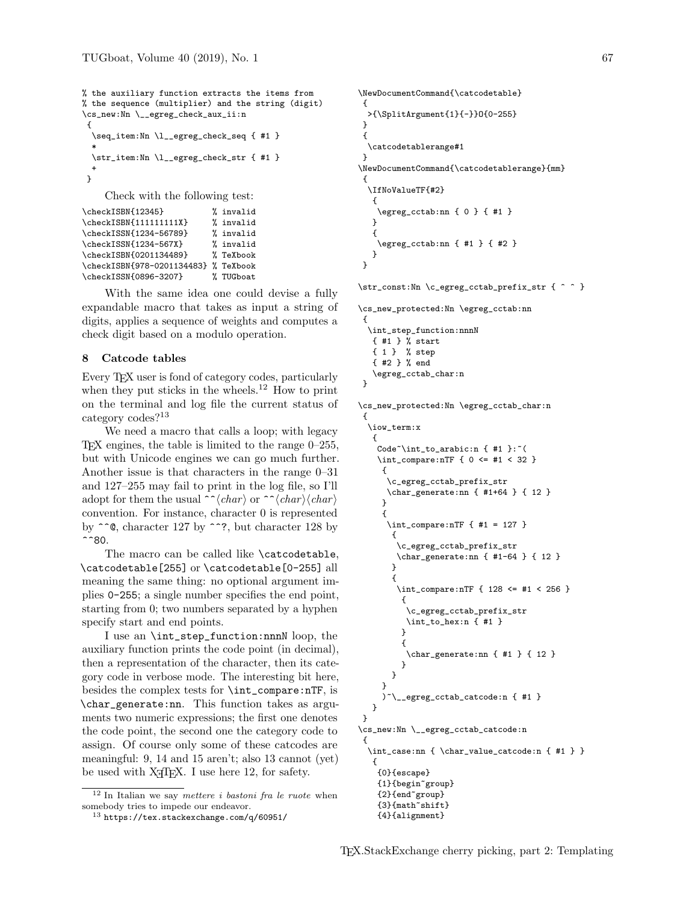```
% the auxiliary function extracts the items from
% the sequence (multiplier) and the string (digit)
\cs_new:Nn \__egreg_check_aux_ii:n
 {
  \seq_item:Nn \l__egreg_check_seq { #1 }
  *
  \str_item:Nn \l__egreg_check_str { #1 }
  +
 }
```

Check with the following test:

```
\checkISBN{12345}           % invalid
\checkISBN{111111111X}      % invalid
\checkISSN{1234-56789}      % invalid
\checkISSN{1234-567X}       % invalid
\checkISBN{0201134489}      % TeXbook
\checkISBN{978-0201134483}  % TeXbook
\checkISSN{0896-3207}       % TUGboat
```

With the same idea one could devise a fully expandable macro that takes as input a string of digits, applies a sequence of weights and computes a check digit based on a modulo operation.

## 8 Catcode tables

Every TeX user is fond of category codes, particularly when they put sticks in the wheels.[12] How to print on the terminal and log file the current status of category codes?[13]

We need a macro that calls a loop; with legacy TeX engines, the table is limited to the range 0–255, but with Unicode engines we can go much further. Another issue is that characters in the range 0–31 and 127–255 may fail to print in the log file, so I'll adopt for them the usual `^^`⟨*char*⟩ or `^^`⟨*char*⟩⟨*char*⟩ convention. For instance, character 0 is represented by `^^@`, character 127 by `^^?`, but character 128 by `^^80`.

The macro can be called like `\catcodetable`, `\catcodetable[255]` or `\catcodetable[0-255]` all meaning the same thing: no optional argument implies `0-255`; a single number specifies the end point, starting from 0; two numbers separated by a hyphen specify start and end points.

I use an `\int_step_function:nnnN` loop, the auxiliary function prints the code point (in decimal), then a representation of the character, then its category code in verbose mode. The interesting bit here, besides the complex tests for `\int_compare:nTF`, is `\char_generate:nn`. This function takes as arguments two numeric expressions; the first one denotes the code point, the second one the category code to assign. Of course only some of these catcodes are meaningful: 9, 14 and 15 aren't; also 13 cannot (yet) be used with XeTeX. I use here 12, for safety.

```
\NewDocumentCommand{\catcodetable}
 {
  >{\SplitArgument{1}{-}}O{0-255}
 }
 {
  \catcodetablerange#1
 }
\NewDocumentCommand{\catcodetablerange}{mm}
 {
  \IfNoValueTF{#2}
   {
    \egreg_cctab:nn { 0 } { #1 }
   }
   {
    \egreg_cctab:nn { #1 } { #2 }
   }
 }

\str_const:Nn \c_egreg_cctab_prefix_str { ^ ^ }

\cs_new_protected:Nn \egreg_cctab:nn
 {
  \int_step_function:nnnN
   { #1 } % start
   { 1 }  % step
   { #2 } % end
   \egreg_cctab_char:n
 }

\cs_new_protected:Nn \egreg_cctab_char:n
 {
  \iow_term:x
   {
    Code~\int_to_arabic:n { #1 }:~(
    \int_compare:nTF { 0 <= #1 < 32 }
     {
      \c_egreg_cctab_prefix_str
      \char_generate:nn { #1+64 } { 12 }
     }
     {
      \int_compare:nTF { #1 = 127 }
       {
        \c_egreg_cctab_prefix_str
        \char_generate:nn { #1-64 } { 12 }
       }
       {
        \int_compare:nTF { 128 <= #1 < 256 }
         {
          \c_egreg_cctab_prefix_str
          \int_to_hex:n { #1 }
         }
         {
          \char_generate:nn { #1 } { 12 }
         }
       }
     }
    )~\__egreg_cctab_catcode:n { #1 }
   }
 }
\cs_new:Nn \__egreg_cctab_catcode:n
 {
  \int_case:nn { \char_value_catcode:n { #1 } }
   {
    {0}{escape}
    {1}{begin~group}
    {2}{end~group}
    {3}{math~shift}
    {4}{alignment}
```

---

[12] In Italian we say *mettere i bastoni fra le ruote* when somebody tries to impede our endeavor.

[13] https://tex.stackexchange.com/q/60951/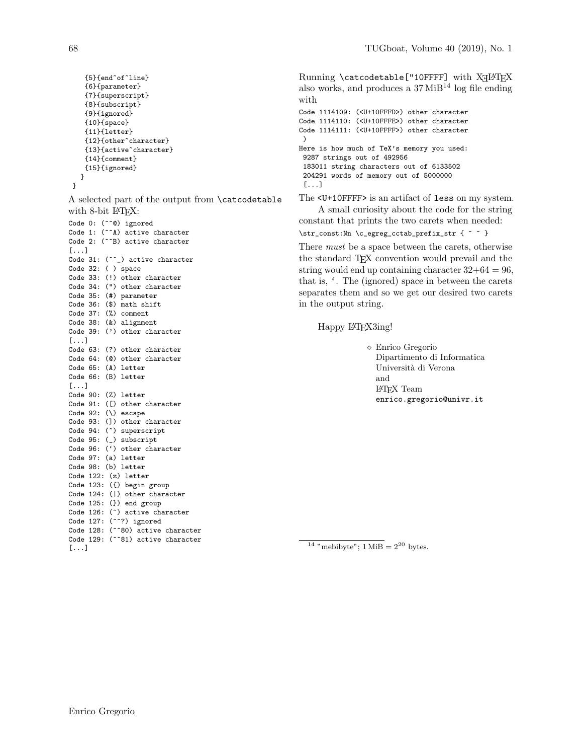```
    {5}{end~of~line}
    {6}{parameter}
    {7}{superscript}
    {8}{subscript}
    {9}{ignored}
    {10}{space}
    {11}{letter}
    {12}{other~character}
    {13}{active~character}
    {14}{comment}
    {15}{ignored}
  }
}
```

A selected part of the output from `\catcodetable` with 8-bit LaTeX:

```
Code 0: (^^@) ignored
Code 1: (^^A) active character
Code 2: (^^B) active character
[...]
Code 31: (^^_) active character
Code 32: ( ) space
Code 33: (!) other character
Code 34: (") other character
Code 35: (#) parameter
Code 36: ($) math shift
Code 37: (%) comment
Code 38: (&) alignment
Code 39: (') other character
[...]
Code 63: (?) other character
Code 64: (@) other character
Code 65: (A) letter
Code 66: (B) letter
[...]
Code 90: (Z) letter
Code 91: ([) other character
Code 92: (\) escape
Code 93: (]) other character
Code 94: (^) superscript
Code 95: (_) subscript
Code 96: (`) other character
Code 97: (a) letter
Code 98: (b) letter
Code 122: (z) letter
Code 123: ({) begin group
Code 124: (|) other character
Code 125: (}) end group
Code 126: (~) active character
Code 127: (^^?) ignored
Code 128: (^^80) active character
Code 129: (^^81) active character
[...]
```

Running `\catcodetable["10FFFF]` with XeLaTeX also works, and produces a 37 MiB[14] log file ending with

```
Code 1114109: (<U+10FFFD>) other character
Code 1114110: (<U+10FFFE>) other character
Code 1114111: (<U+10FFFF>) other character
 )
Here is how much of TeX's memory you used:
 9287 strings out of 492956
 183011 string characters out of 6133502
 204291 words of memory out of 5000000
 [...]
```

The `<U+10FFFF>` is an artifact of `less` on my system.

A small curiosity about the code for the string constant that prints the two carets when needed:

```
\str_const:Nn \c_egreg_cctab_prefix_str { ^ ^ }
```

There *must* be a space between the carets, otherwise the standard TeX convention would prevail and the string would end up containing character $32+64 = 96$, that is, `. The (ignored) space in between the carets separates them and so we get our desired two carets in the output string.

Happy LaTeX3ing!

◇ Enrico Gregorio
Dipartimento di Informatica
Università di Verona
and
LaTeX Team
enrico.gregorio@univr.it

[14] "mebibyte"; $1\,\mathrm{MiB} = 2^{20}$ bytes.